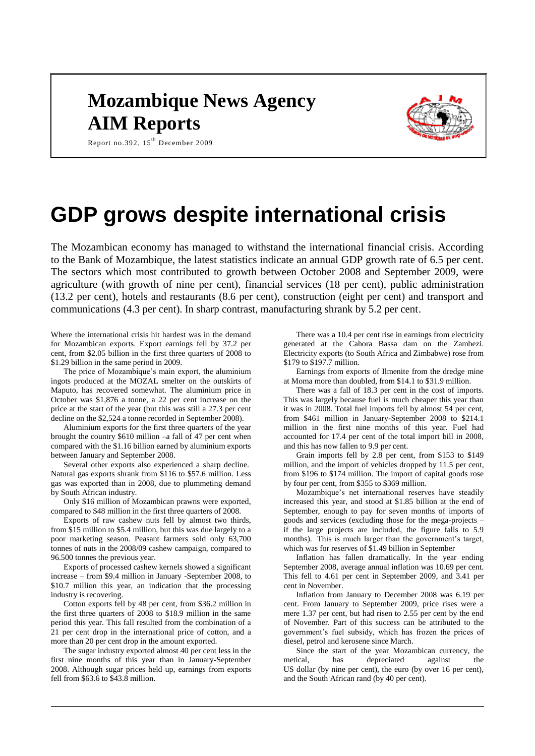# Mozambique News Agency
# AIM Reports

Report no.392, 15th December 2009

# GDP grows despite international crisis

The Mozambican economy has managed to withstand the international financial crisis. According to the Bank of Mozambique, the latest statistics indicate an annual GDP growth rate of 6.5 per cent. The sectors which most contributed to growth between October 2008 and September 2009, were agriculture (with growth of nine per cent), financial services (18 per cent), public administration (13.2 per cent), hotels and restaurants (8.6 per cent), construction (eight per cent) and transport and communications (4.3 per cent). In sharp contrast, manufacturing shrank by 5.2 per cent.

Where the international crisis hit hardest was in the demand for Mozambican exports. Export earnings fell by 37.2 per cent, from \$2.05 billion in the first three quarters of 2008 to \$1.29 billion in the same period in 2009.

The price of Mozambique's main export, the aluminium ingots produced at the MOZAL smelter on the outskirts of Maputo, has recovered somewhat. The aluminium price in October was \$1,876 a tonne, a 22 per cent increase on the price at the start of the year (but this was still a 27.3 per cent decline on the \$2,524 a tonne recorded in September 2008).

Aluminium exports for the first three quarters of the year brought the country \$610 million –a fall of 47 per cent when compared with the \$1.16 billion earned by aluminium exports between January and September 2008.

Several other exports also experienced a sharp decline. Natural gas exports shrank from \$116 to \$57.6 million. Less gas was exported than in 2008, due to plummeting demand by South African industry.

Only \$16 million of Mozambican prawns were exported, compared to \$48 million in the first three quarters of 2008.

Exports of raw cashew nuts fell by almost two thirds, from \$15 million to \$5.4 million, but this was due largely to a poor marketing season. Peasant farmers sold only 63,700 tonnes of nuts in the 2008/09 cashew campaign, compared to 96.500 tonnes the previous year.

Exports of processed cashew kernels showed a significant increase – from \$9.4 million in January -September 2008, to \$10.7 million this year, an indication that the processing industry is recovering.

Cotton exports fell by 48 per cent, from \$36.2 million in the first three quarters of 2008 to \$18.9 million in the same period this year. This fall resulted from the combination of a 21 per cent drop in the international price of cotton, and a more than 20 per cent drop in the amount exported.

The sugar industry exported almost 40 per cent less in the first nine months of this year than in January-September 2008. Although sugar prices held up, earnings from exports fell from \$63.6 to \$43.8 million.

There was a 10.4 per cent rise in earnings from electricity generated at the Cahora Bassa dam on the Zambezi. Electricity exports (to South Africa and Zimbabwe) rose from \$179 to \$197.7 million.

Earnings from exports of Ilmenite from the dredge mine at Moma more than doubled, from \$14.1 to \$31.9 million.

There was a fall of 18.3 per cent in the cost of imports. This was largely because fuel is much cheaper this year than it was in 2008. Total fuel imports fell by almost 54 per cent, from \$461 million in January-September 2008 to \$214.1 million in the first nine months of this year. Fuel had accounted for 17.4 per cent of the total import bill in 2008, and this has now fallen to 9.9 per cent.

Grain imports fell by 2.8 per cent, from \$153 to \$149 million, and the import of vehicles dropped by 11.5 per cent, from \$196 to \$174 million. The import of capital goods rose by four per cent, from \$355 to \$369 million.

Mozambique's net international reserves have steadily increased this year, and stood at \$1.85 billion at the end of September, enough to pay for seven months of imports of goods and services (excluding those for the mega-projects – if the large projects are included, the figure falls to 5.9 months). This is much larger than the government's target, which was for reserves of \$1.49 billion in September

Inflation has fallen dramatically. In the year ending September 2008, average annual inflation was 10.69 per cent. This fell to 4.61 per cent in September 2009, and 3.41 per cent in November.

Inflation from January to December 2008 was 6.19 per cent. From January to September 2009, price rises were a mere 1.37 per cent, but had risen to 2.55 per cent by the end of November. Part of this success can be attributed to the government's fuel subsidy, which has frozen the prices of diesel, petrol and kerosene since March.

Since the start of the year Mozambican currency, the metical, has depreciated against the US dollar (by nine per cent), the euro (by over 16 per cent), and the South African rand (by 40 per cent).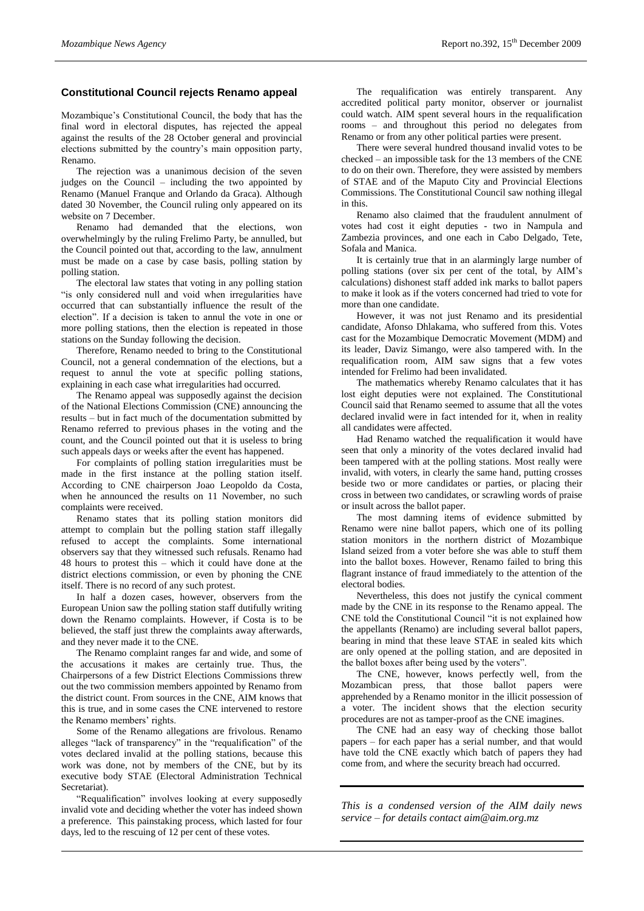## Constitutional Council rejects Renamo appeal

Mozambique's Constitutional Council, the body that has the final word in electoral disputes, has rejected the appeal against the results of the 28 October general and provincial elections submitted by the country's main opposition party, Renamo.

The rejection was a unanimous decision of the seven judges on the Council – including the two appointed by Renamo (Manuel Franque and Orlando da Graca). Although dated 30 November, the Council ruling only appeared on its website on 7 December.

Renamo had demanded that the elections, won overwhelmingly by the ruling Frelimo Party, be annulled, but the Council pointed out that, according to the law, annulment must be made on a case by case basis, polling station by polling station.

The electoral law states that voting in any polling station "is only considered null and void when irregularities have occurred that can substantially influence the result of the election". If a decision is taken to annul the vote in one or more polling stations, then the election is repeated in those stations on the Sunday following the decision.

Therefore, Renamo needed to bring to the Constitutional Council, not a general condemnation of the elections, but a request to annul the vote at specific polling stations, explaining in each case what irregularities had occurred.

The Renamo appeal was supposedly against the decision of the National Elections Commission (CNE) announcing the results – but in fact much of the documentation submitted by Renamo referred to previous phases in the voting and the count, and the Council pointed out that it is useless to bring such appeals days or weeks after the event has happened.

For complaints of polling station irregularities must be made in the first instance at the polling station itself. According to CNE chairperson Joao Leopoldo da Costa, when he announced the results on 11 November, no such complaints were received.

Renamo states that its polling station monitors did attempt to complain but the polling station staff illegally refused to accept the complaints. Some international observers say that they witnessed such refusals. Renamo had 48 hours to protest this – which it could have done at the district elections commission, or even by phoning the CNE itself. There is no record of any such protest.

In half a dozen cases, however, observers from the European Union saw the polling station staff dutifully writing down the Renamo complaints. However, if Costa is to be believed, the staff just threw the complaints away afterwards, and they never made it to the CNE.

The Renamo complaint ranges far and wide, and some of the accusations it makes are certainly true. Thus, the Chairpersons of a few District Elections Commissions threw out the two commission members appointed by Renamo from the district count. From sources in the CNE, AIM knows that this is true, and in some cases the CNE intervened to restore the Renamo members' rights.

Some of the Renamo allegations are frivolous. Renamo alleges "lack of transparency" in the "requalification" of the votes declared invalid at the polling stations, because this work was done, not by members of the CNE, but by its executive body STAE (Electoral Administration Technical Secretariat).

"Requalification" involves looking at every supposedly invalid vote and deciding whether the voter has indeed shown a preference. This painstaking process, which lasted for four days, led to the rescuing of 12 per cent of these votes.

The requalification was entirely transparent. Any accredited political party monitor, observer or journalist could watch. AIM spent several hours in the requalification rooms – and throughout this period no delegates from Renamo or from any other political parties were present.

There were several hundred thousand invalid votes to be checked – an impossible task for the 13 members of the CNE to do on their own. Therefore, they were assisted by members of STAE and of the Maputo City and Provincial Elections Commissions. The Constitutional Council saw nothing illegal in this.

Renamo also claimed that the fraudulent annulment of votes had cost it eight deputies - two in Nampula and Zambezia provinces, and one each in Cabo Delgado, Tete, Sofala and Manica.

It is certainly true that in an alarmingly large number of polling stations (over six per cent of the total, by AIM's calculations) dishonest staff added ink marks to ballot papers to make it look as if the voters concerned had tried to vote for more than one candidate.

However, it was not just Renamo and its presidential candidate, Afonso Dhlakama, who suffered from this. Votes cast for the Mozambique Democratic Movement (MDM) and its leader, Daviz Simango, were also tampered with. In the requalification room, AIM saw signs that a few votes intended for Frelimo had been invalidated.

The mathematics whereby Renamo calculates that it has lost eight deputies were not explained. The Constitutional Council said that Renamo seemed to assume that all the votes declared invalid were in fact intended for it, when in reality all candidates were affected.

Had Renamo watched the requalification it would have seen that only a minority of the votes declared invalid had been tampered with at the polling stations. Most really were invalid, with voters, in clearly the same hand, putting crosses beside two or more candidates or parties, or placing their cross in between two candidates, or scrawling words of praise or insult across the ballot paper.

The most damning items of evidence submitted by Renamo were nine ballot papers, which one of its polling station monitors in the northern district of Mozambique Island seized from a voter before she was able to stuff them into the ballot boxes. However, Renamo failed to bring this flagrant instance of fraud immediately to the attention of the electoral bodies.

Nevertheless, this does not justify the cynical comment made by the CNE in its response to the Renamo appeal. The CNE told the Constitutional Council "it is not explained how the appellants (Renamo) are including several ballot papers, bearing in mind that these leave STAE in sealed kits which are only opened at the polling station, and are deposited in the ballot boxes after being used by the voters".

The CNE, however, knows perfectly well, from the Mozambican press, that those ballot papers were apprehended by a Renamo monitor in the illicit possession of a voter. The incident shows that the election security procedures are not as tamper-proof as the CNE imagines.

The CNE had an easy way of checking those ballot papers – for each paper has a serial number, and that would have told the CNE exactly which batch of papers they had come from, and where the security breach had occurred.

---

*This is a condensed version of the AIM daily news service – for details contact aim@aim.org.mz*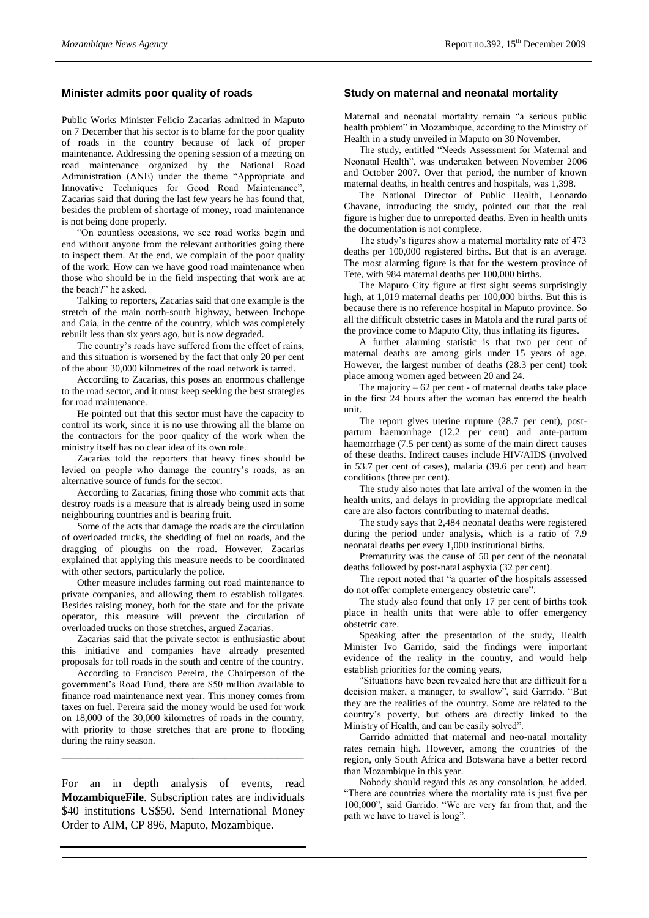## Minister admits poor quality of roads

Public Works Minister Felicio Zacarias admitted in Maputo on 7 December that his sector is to blame for the poor quality of roads in the country because of lack of proper maintenance. Addressing the opening session of a meeting on road maintenance organized by the National Road Administration (ANE) under the theme "Appropriate and Innovative Techniques for Good Road Maintenance", Zacarias said that during the last few years he has found that, besides the problem of shortage of money, road maintenance is not being done properly.

"On countless occasions, we see road works begin and end without anyone from the relevant authorities going there to inspect them. At the end, we complain of the poor quality of the work. How can we have good road maintenance when those who should be in the field inspecting that work are at the beach?" he asked.

Talking to reporters, Zacarias said that one example is the stretch of the main north-south highway, between Inchope and Caia, in the centre of the country, which was completely rebuilt less than six years ago, but is now degraded.

The country's roads have suffered from the effect of rains, and this situation is worsened by the fact that only 20 per cent of the about 30,000 kilometres of the road network is tarred.

According to Zacarias, this poses an enormous challenge to the road sector, and it must keep seeking the best strategies for road maintenance.

He pointed out that this sector must have the capacity to control its work, since it is no use throwing all the blame on the contractors for the poor quality of the work when the ministry itself has no clear idea of its own role.

Zacarias told the reporters that heavy fines should be levied on people who damage the country's roads, as an alternative source of funds for the sector.

According to Zacarias, fining those who commit acts that destroy roads is a measure that is already being used in some neighbouring countries and is bearing fruit.

Some of the acts that damage the roads are the circulation of overloaded trucks, the shedding of fuel on roads, and the dragging of ploughs on the road. However, Zacarias explained that applying this measure needs to be coordinated with other sectors, particularly the police.

Other measure includes farming out road maintenance to private companies, and allowing them to establish tollgates. Besides raising money, both for the state and for the private operator, this measure will prevent the circulation of overloaded trucks on those stretches, argued Zacarias.

Zacarias said that the private sector is enthusiastic about this initiative and companies have already presented proposals for toll roads in the south and centre of the country.

According to Francisco Pereira, the Chairperson of the government's Road Fund, there are $50 million available to finance road maintenance next year. This money comes from taxes on fuel. Pereira said the money would be used for work on 18,000 of the 30,000 kilometres of roads in the country, with priority to those stretches that are prone to flooding during the rainy season.

---

For an in depth analysis of events, read **MozambiqueFile**. Subscription rates are individuals $40 institutions US$50. Send International Money Order to AIM, CP 896, Maputo, Mozambique.

---

## Study on maternal and neonatal mortality

Maternal and neonatal mortality remain "a serious public health problem" in Mozambique, according to the Ministry of Health in a study unveiled in Maputo on 30 November.

The study, entitled "Needs Assessment for Maternal and Neonatal Health", was undertaken between November 2006 and October 2007. Over that period, the number of known maternal deaths, in health centres and hospitals, was 1,398.

The National Director of Public Health, Leonardo Chavane, introducing the study, pointed out that the real figure is higher due to unreported deaths. Even in health units the documentation is not complete.

The study's figures show a maternal mortality rate of 473 deaths per 100,000 registered births. But that is an average. The most alarming figure is that for the western province of Tete, with 984 maternal deaths per 100,000 births.

The Maputo City figure at first sight seems surprisingly high, at 1,019 maternal deaths per 100,000 births. But this is because there is no reference hospital in Maputo province. So all the difficult obstetric cases in Matola and the rural parts of the province come to Maputo City, thus inflating its figures.

A further alarming statistic is that two per cent of maternal deaths are among girls under 15 years of age. However, the largest number of deaths (28.3 per cent) took place among women aged between 20 and 24.

The majority – 62 per cent - of maternal deaths take place in the first 24 hours after the woman has entered the health unit.

The report gives uterine rupture (28.7 per cent), post-partum haemorrhage (12.2 per cent) and ante-partum haemorrhage (7.5 per cent) as some of the main direct causes of these deaths. Indirect causes include HIV/AIDS (involved in 53.7 per cent of cases), malaria (39.6 per cent) and heart conditions (three per cent).

The study also notes that late arrival of the women in the health units, and delays in providing the appropriate medical care are also factors contributing to maternal deaths.

The study says that 2,484 neonatal deaths were registered during the period under analysis, which is a ratio of 7.9 neonatal deaths per every 1,000 institutional births.

Prematurity was the cause of 50 per cent of the neonatal deaths followed by post-natal asphyxia (32 per cent).

The report noted that "a quarter of the hospitals assessed do not offer complete emergency obstetric care".

The study also found that only 17 per cent of births took place in health units that were able to offer emergency obstetric care.

Speaking after the presentation of the study, Health Minister Ivo Garrido, said the findings were important evidence of the reality in the country, and would help establish priorities for the coming years,

"Situations have been revealed here that are difficult for a decision maker, a manager, to swallow", said Garrido. "But they are the realities of the country. Some are related to the country's poverty, but others are directly linked to the Ministry of Health, and can be easily solved".

Garrido admitted that maternal and neo-natal mortality rates remain high. However, among the countries of the region, only South Africa and Botswana have a better record than Mozambique in this year.

Nobody should regard this as any consolation, he added. "There are countries where the mortality rate is just five per 100,000", said Garrido. "We are very far from that, and the path we have to travel is long".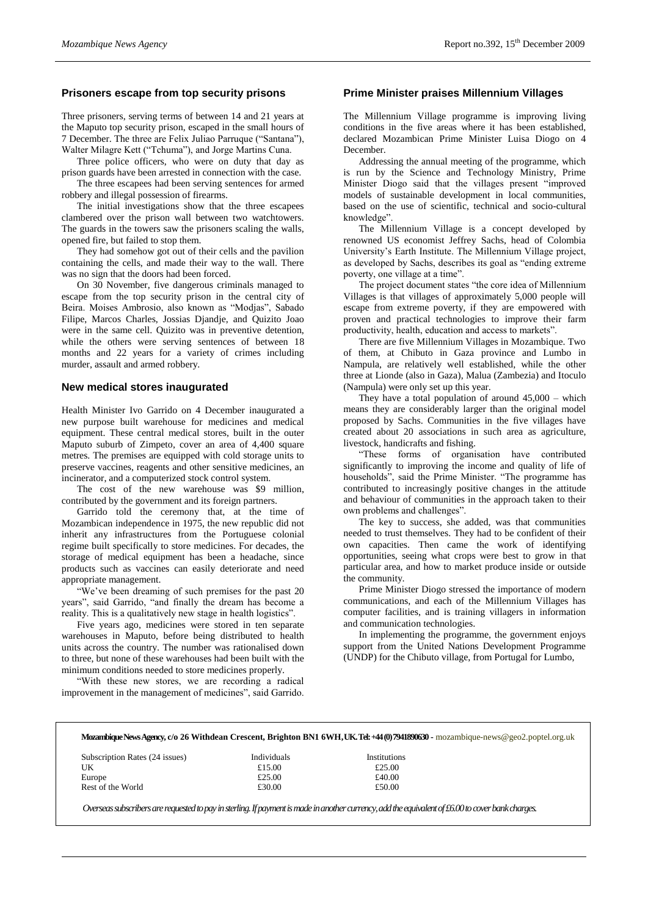## Prisoners escape from top security prisons

Three prisoners, serving terms of between 14 and 21 years at the Maputo top security prison, escaped in the small hours of 7 December. The three are Felix Juliao Parruque ("Santana"), Walter Milagre Kett ("Tchuma"), and Jorge Martins Cuna.

Three police officers, who were on duty that day as prison guards have been arrested in connection with the case.

The three escapees had been serving sentences for armed robbery and illegal possession of firearms.

The initial investigations show that the three escapees clambered over the prison wall between two watchtowers. The guards in the towers saw the prisoners scaling the walls, opened fire, but failed to stop them.

They had somehow got out of their cells and the pavilion containing the cells, and made their way to the wall. There was no sign that the doors had been forced.

On 30 November, five dangerous criminals managed to escape from the top security prison in the central city of Beira. Moises Ambrosio, also known as "Modjas", Sabado Filipe, Marcos Charles, Jossias Djandje, and Quizito Joao were in the same cell. Quizito was in preventive detention, while the others were serving sentences of between 18 months and 22 years for a variety of crimes including murder, assault and armed robbery.

## New medical stores inaugurated

Health Minister Ivo Garrido on 4 December inaugurated a new purpose built warehouse for medicines and medical equipment. These central medical stores, built in the outer Maputo suburb of Zimpeto, cover an area of 4,400 square metres. The premises are equipped with cold storage units to preserve vaccines, reagents and other sensitive medicines, an incinerator, and a computerized stock control system.

The cost of the new warehouse was $9 million, contributed by the government and its foreign partners.

Garrido told the ceremony that, at the time of Mozambican independence in 1975, the new republic did not inherit any infrastructures from the Portuguese colonial regime built specifically to store medicines. For decades, the storage of medical equipment has been a headache, since products such as vaccines can easily deteriorate and need appropriate management.

"We've been dreaming of such premises for the past 20 years", said Garrido, "and finally the dream has become a reality. This is a qualitatively new stage in health logistics".

Five years ago, medicines were stored in ten separate warehouses in Maputo, before being distributed to health units across the country. The number was rationalised down to three, but none of these warehouses had been built with the minimum conditions needed to store medicines properly.

"With these new stores, we are recording a radical improvement in the management of medicines", said Garrido.

## Prime Minister praises Millennium Villages

The Millennium Village programme is improving living conditions in the five areas where it has been established, declared Mozambican Prime Minister Luisa Diogo on 4 December.

Addressing the annual meeting of the programme, which is run by the Science and Technology Ministry, Prime Minister Diogo said that the villages present "improved models of sustainable development in local communities, based on the use of scientific, technical and socio-cultural knowledge".

The Millennium Village is a concept developed by renowned US economist Jeffrey Sachs, head of Colombia University's Earth Institute. The Millennium Village project, as developed by Sachs, describes its goal as "ending extreme poverty, one village at a time".

The project document states "the core idea of Millennium Villages is that villages of approximately 5,000 people will escape from extreme poverty, if they are empowered with proven and practical technologies to improve their farm productivity, health, education and access to markets".

There are five Millennium Villages in Mozambique. Two of them, at Chibuto in Gaza province and Lumbo in Nampula, are relatively well established, while the other three at Lionde (also in Gaza), Malua (Zambezia) and Itoculo (Nampula) were only set up this year.

They have a total population of around 45,000 – which means they are considerably larger than the original model proposed by Sachs. Communities in the five villages have created about 20 associations in such area as agriculture, livestock, handicrafts and fishing.

"These forms of organisation have contributed significantly to improving the income and quality of life of households", said the Prime Minister. "The programme has contributed to increasingly positive changes in the attitude and behaviour of communities in the approach taken to their own problems and challenges".

The key to success, she added, was that communities needed to trust themselves. They had to be confident of their own capacities. Then came the work of identifying opportunities, seeing what crops were best to grow in that particular area, and how to market produce inside or outside the community.

Prime Minister Diogo stressed the importance of modern communications, and each of the Millennium Villages has computer facilities, and is training villagers in information and communication technologies.

In implementing the programme, the government enjoys support from the United Nations Development Programme (UNDP) for the Chibuto village, from Portugal for Lumbo,

**Mozambique News Agency, c/o 26 Withdean Crescent, Brighton BN1 6WH, UK. Tel: +44 (0) 7941890630 -** mozambique-news@geo2.poptel.org.uk

| Subscription Rates (24 issues) | Individuals | Institutions |
|---|---|---|
| UK | £15.00 | £25.00 |
| Europe | £25.00 | £40.00 |
| Rest of the World | £30.00 | £50.00 |

*Overseas subscribers are requested to pay in sterling. If payment is made in another currency, add the equivalent of £6.00 to cover bank charges.*